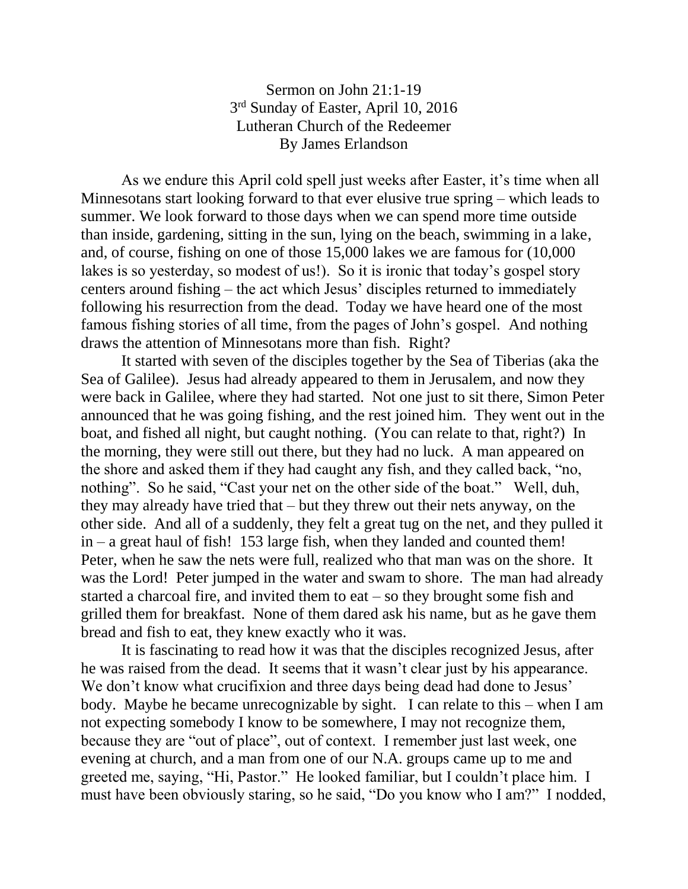Sermon on John 21:1-19

3rd Sunday of Easter, April 10, 2016

Lutheran Church of the Redeemer

By James Erlandson

As we endure this April cold spell just weeks after Easter, it's time when all Minnesotans start looking forward to that ever elusive true spring – which leads to summer. We look forward to those days when we can spend more time outside than inside, gardening, sitting in the sun, lying on the beach, swimming in a lake, and, of course, fishing on one of those 15,000 lakes we are famous for (10,000 lakes is so yesterday, so modest of us!). So it is ironic that today's gospel story centers around fishing – the act which Jesus' disciples returned to immediately following his resurrection from the dead. Today we have heard one of the most famous fishing stories of all time, from the pages of John's gospel. And nothing draws the attention of Minnesotans more than fish. Right?

It started with seven of the disciples together by the Sea of Tiberias (aka the Sea of Galilee). Jesus had already appeared to them in Jerusalem, and now they were back in Galilee, where they had started. Not one just to sit there, Simon Peter announced that he was going fishing, and the rest joined him. They went out in the boat, and fished all night, but caught nothing. (You can relate to that, right?) In the morning, they were still out there, but they had no luck. A man appeared on the shore and asked them if they had caught any fish, and they called back, "no, nothing". So he said, "Cast your net on the other side of the boat." Well, duh, they may already have tried that – but they threw out their nets anyway, on the other side. And all of a suddenly, they felt a great tug on the net, and they pulled it in – a great haul of fish! 153 large fish, when they landed and counted them! Peter, when he saw the nets were full, realized who that man was on the shore. It was the Lord! Peter jumped in the water and swam to shore. The man had already started a charcoal fire, and invited them to eat – so they brought some fish and grilled them for breakfast. None of them dared ask his name, but as he gave them bread and fish to eat, they knew exactly who it was.

It is fascinating to read how it was that the disciples recognized Jesus, after he was raised from the dead. It seems that it wasn't clear just by his appearance. We don't know what crucifixion and three days being dead had done to Jesus' body. Maybe he became unrecognizable by sight. I can relate to this – when I am not expecting somebody I know to be somewhere, I may not recognize them, because they are "out of place", out of context. I remember just last week, one evening at church, and a man from one of our N.A. groups came up to me and greeted me, saying, "Hi, Pastor." He looked familiar, but I couldn't place him. I must have been obviously staring, so he said, "Do you know who I am?" I nodded,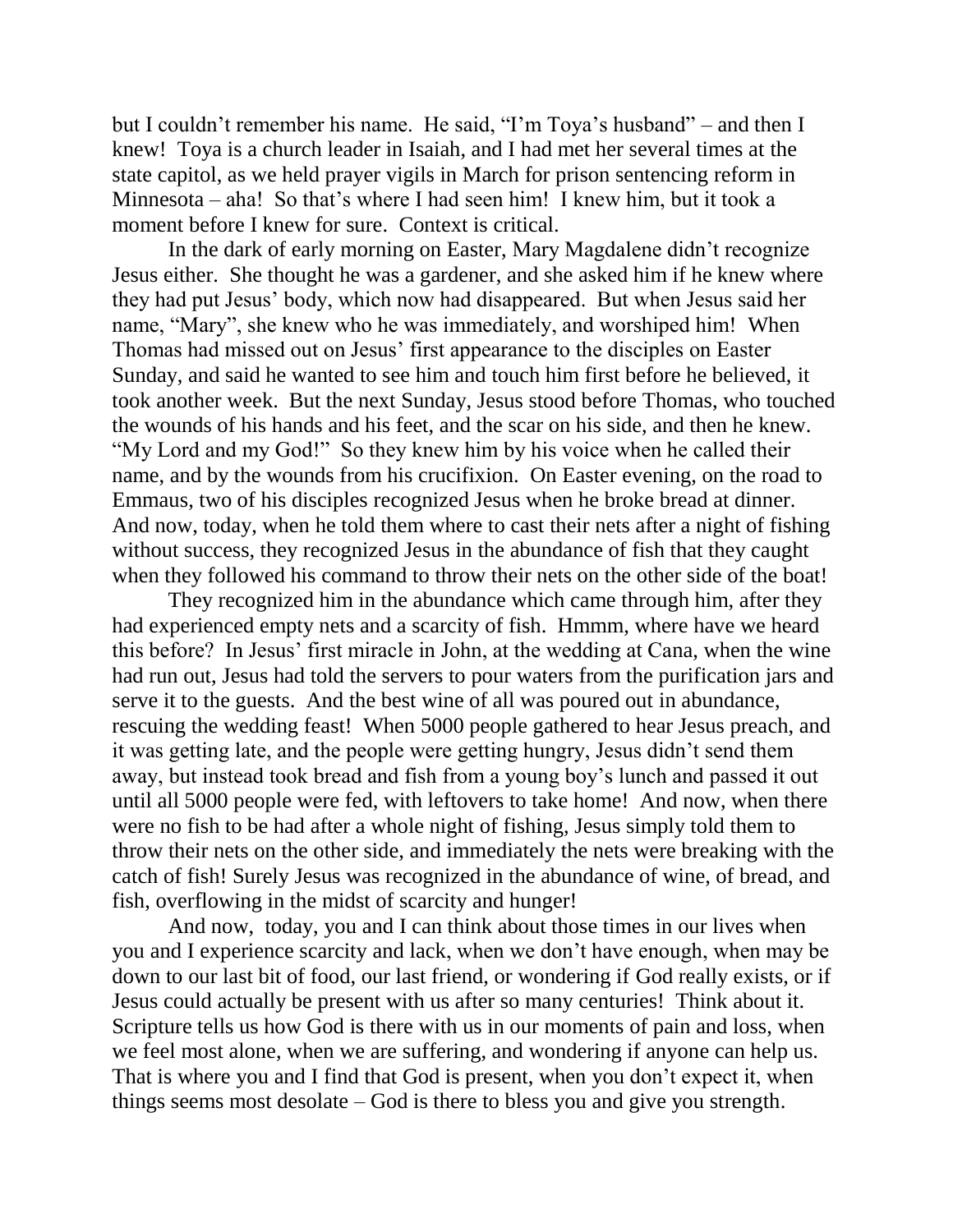but I couldn't remember his name. He said, "I'm Toya's husband" – and then I knew! Toya is a church leader in Isaiah, and I had met her several times at the state capitol, as we held prayer vigils in March for prison sentencing reform in Minnesota – aha! So that's where I had seen him! I knew him, but it took a moment before I knew for sure. Context is critical.

In the dark of early morning on Easter, Mary Magdalene didn't recognize Jesus either. She thought he was a gardener, and she asked him if he knew where they had put Jesus' body, which now had disappeared. But when Jesus said her name, "Mary", she knew who he was immediately, and worshiped him! When Thomas had missed out on Jesus' first appearance to the disciples on Easter Sunday, and said he wanted to see him and touch him first before he believed, it took another week. But the next Sunday, Jesus stood before Thomas, who touched the wounds of his hands and his feet, and the scar on his side, and then he knew. "My Lord and my God!" So they knew him by his voice when he called their name, and by the wounds from his crucifixion. On Easter evening, on the road to Emmaus, two of his disciples recognized Jesus when he broke bread at dinner. And now, today, when he told them where to cast their nets after a night of fishing without success, they recognized Jesus in the abundance of fish that they caught when they followed his command to throw their nets on the other side of the boat!

They recognized him in the abundance which came through him, after they had experienced empty nets and a scarcity of fish. Hmmm, where have we heard this before? In Jesus' first miracle in John, at the wedding at Cana, when the wine had run out, Jesus had told the servers to pour waters from the purification jars and serve it to the guests. And the best wine of all was poured out in abundance, rescuing the wedding feast! When 5000 people gathered to hear Jesus preach, and it was getting late, and the people were getting hungry, Jesus didn't send them away, but instead took bread and fish from a young boy's lunch and passed it out until all 5000 people were fed, with leftovers to take home! And now, when there were no fish to be had after a whole night of fishing, Jesus simply told them to throw their nets on the other side, and immediately the nets were breaking with the catch of fish! Surely Jesus was recognized in the abundance of wine, of bread, and fish, overflowing in the midst of scarcity and hunger!

And now, today, you and I can think about those times in our lives when you and I experience scarcity and lack, when we don't have enough, when may be down to our last bit of food, our last friend, or wondering if God really exists, or if Jesus could actually be present with us after so many centuries! Think about it. Scripture tells us how God is there with us in our moments of pain and loss, when we feel most alone, when we are suffering, and wondering if anyone can help us. That is where you and I find that God is present, when you don't expect it, when things seems most desolate – God is there to bless you and give you strength.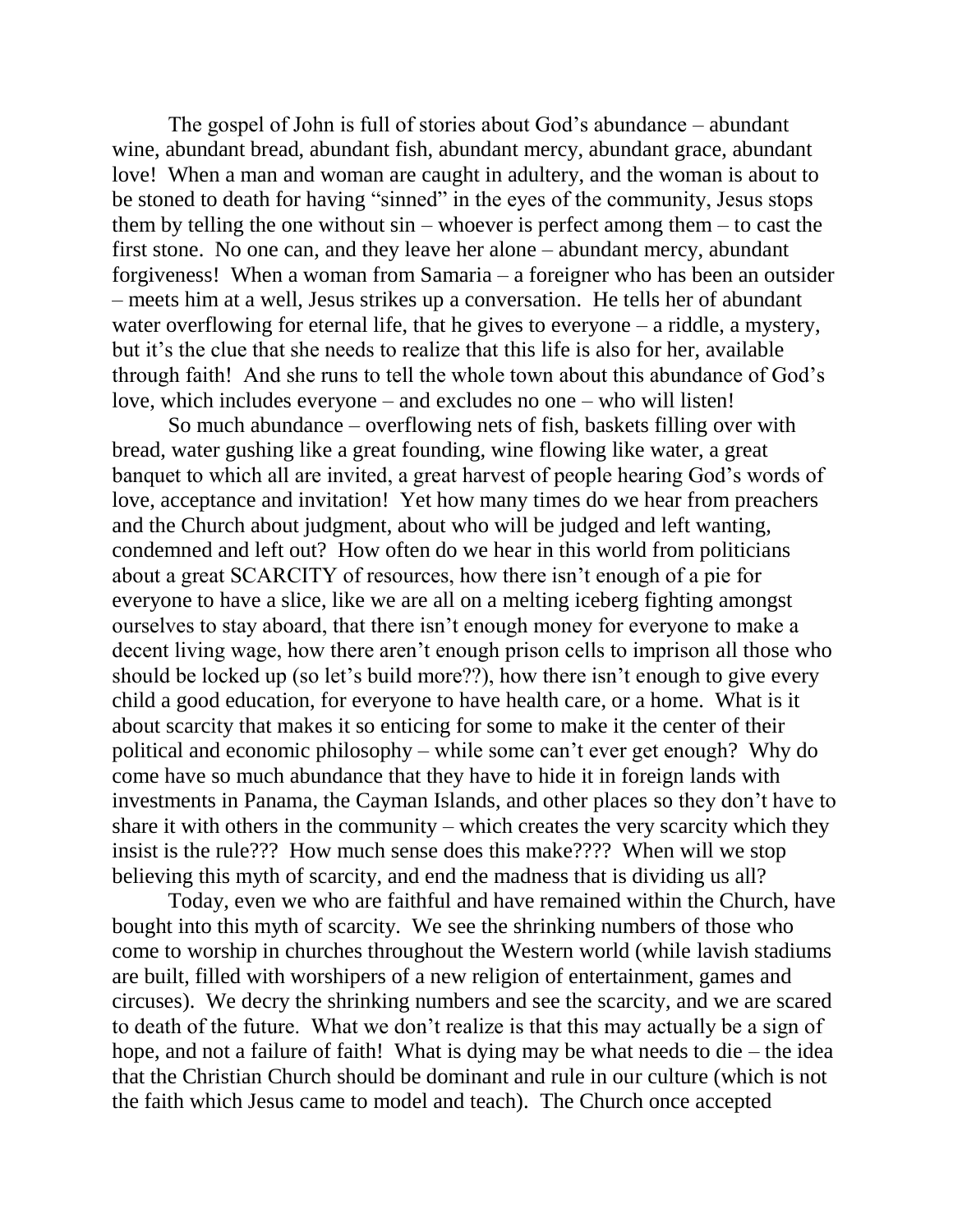The gospel of John is full of stories about God's abundance – abundant wine, abundant bread, abundant fish, abundant mercy, abundant grace, abundant love! When a man and woman are caught in adultery, and the woman is about to be stoned to death for having "sinned" in the eyes of the community, Jesus stops them by telling the one without sin – whoever is perfect among them – to cast the first stone. No one can, and they leave her alone – abundant mercy, abundant forgiveness! When a woman from Samaria – a foreigner who has been an outsider – meets him at a well, Jesus strikes up a conversation. He tells her of abundant water overflowing for eternal life, that he gives to everyone – a riddle, a mystery, but it's the clue that she needs to realize that this life is also for her, available through faith! And she runs to tell the whole town about this abundance of God's love, which includes everyone – and excludes no one – who will listen!

So much abundance – overflowing nets of fish, baskets filling over with bread, water gushing like a great founding, wine flowing like water, a great banquet to which all are invited, a great harvest of people hearing God's words of love, acceptance and invitation! Yet how many times do we hear from preachers and the Church about judgment, about who will be judged and left wanting, condemned and left out? How often do we hear in this world from politicians about a great SCARCITY of resources, how there isn't enough of a pie for everyone to have a slice, like we are all on a melting iceberg fighting amongst ourselves to stay aboard, that there isn't enough money for everyone to make a decent living wage, how there aren't enough prison cells to imprison all those who should be locked up (so let's build more??), how there isn't enough to give every child a good education, for everyone to have health care, or a home. What is it about scarcity that makes it so enticing for some to make it the center of their political and economic philosophy – while some can't ever get enough? Why do come have so much abundance that they have to hide it in foreign lands with investments in Panama, the Cayman Islands, and other places so they don't have to share it with others in the community – which creates the very scarcity which they insist is the rule??? How much sense does this make???? When will we stop believing this myth of scarcity, and end the madness that is dividing us all?

Today, even we who are faithful and have remained within the Church, have bought into this myth of scarcity. We see the shrinking numbers of those who come to worship in churches throughout the Western world (while lavish stadiums are built, filled with worshipers of a new religion of entertainment, games and circuses). We decry the shrinking numbers and see the scarcity, and we are scared to death of the future. What we don't realize is that this may actually be a sign of hope, and not a failure of faith! What is dying may be what needs to die – the idea that the Christian Church should be dominant and rule in our culture (which is not the faith which Jesus came to model and teach). The Church once accepted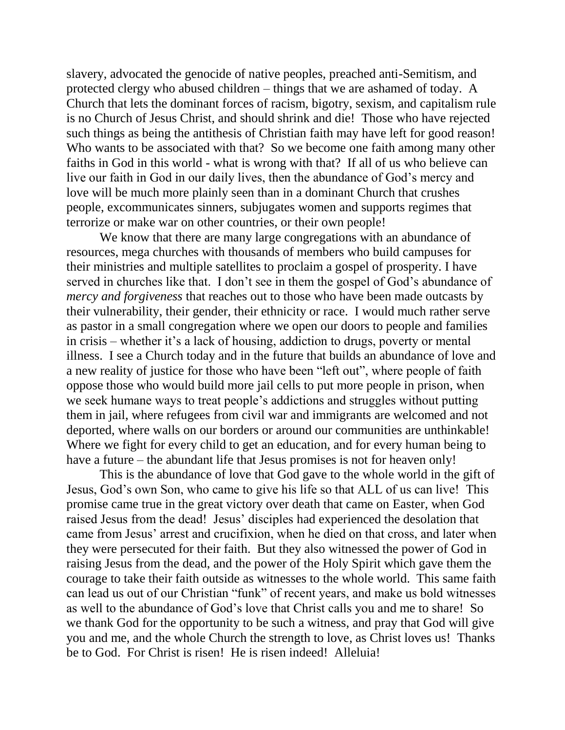slavery, advocated the genocide of native peoples, preached anti-Semitism, and protected clergy who abused children – things that we are ashamed of today. A Church that lets the dominant forces of racism, bigotry, sexism, and capitalism rule is no Church of Jesus Christ, and should shrink and die! Those who have rejected such things as being the antithesis of Christian faith may have left for good reason! Who wants to be associated with that? So we become one faith among many other faiths in God in this world - what is wrong with that? If all of us who believe can live our faith in God in our daily lives, then the abundance of God's mercy and love will be much more plainly seen than in a dominant Church that crushes people, excommunicates sinners, subjugates women and supports regimes that terrorize or make war on other countries, or their own people!

We know that there are many large congregations with an abundance of resources, mega churches with thousands of members who build campuses for their ministries and multiple satellites to proclaim a gospel of prosperity. I have served in churches like that. I don't see in them the gospel of God's abundance of *mercy and forgiveness* that reaches out to those who have been made outcasts by their vulnerability, their gender, their ethnicity or race. I would much rather serve as pastor in a small congregation where we open our doors to people and families in crisis – whether it's a lack of housing, addiction to drugs, poverty or mental illness. I see a Church today and in the future that builds an abundance of love and a new reality of justice for those who have been "left out", where people of faith oppose those who would build more jail cells to put more people in prison, when we seek humane ways to treat people's addictions and struggles without putting them in jail, where refugees from civil war and immigrants are welcomed and not deported, where walls on our borders or around our communities are unthinkable! Where we fight for every child to get an education, and for every human being to have a future – the abundant life that Jesus promises is not for heaven only!

This is the abundance of love that God gave to the whole world in the gift of Jesus, God's own Son, who came to give his life so that ALL of us can live! This promise came true in the great victory over death that came on Easter, when God raised Jesus from the dead! Jesus' disciples had experienced the desolation that came from Jesus' arrest and crucifixion, when he died on that cross, and later when they were persecuted for their faith. But they also witnessed the power of God in raising Jesus from the dead, and the power of the Holy Spirit which gave them the courage to take their faith outside as witnesses to the whole world. This same faith can lead us out of our Christian "funk" of recent years, and make us bold witnesses as well to the abundance of God's love that Christ calls you and me to share! So we thank God for the opportunity to be such a witness, and pray that God will give you and me, and the whole Church the strength to love, as Christ loves us! Thanks be to God. For Christ is risen! He is risen indeed! Alleluia!